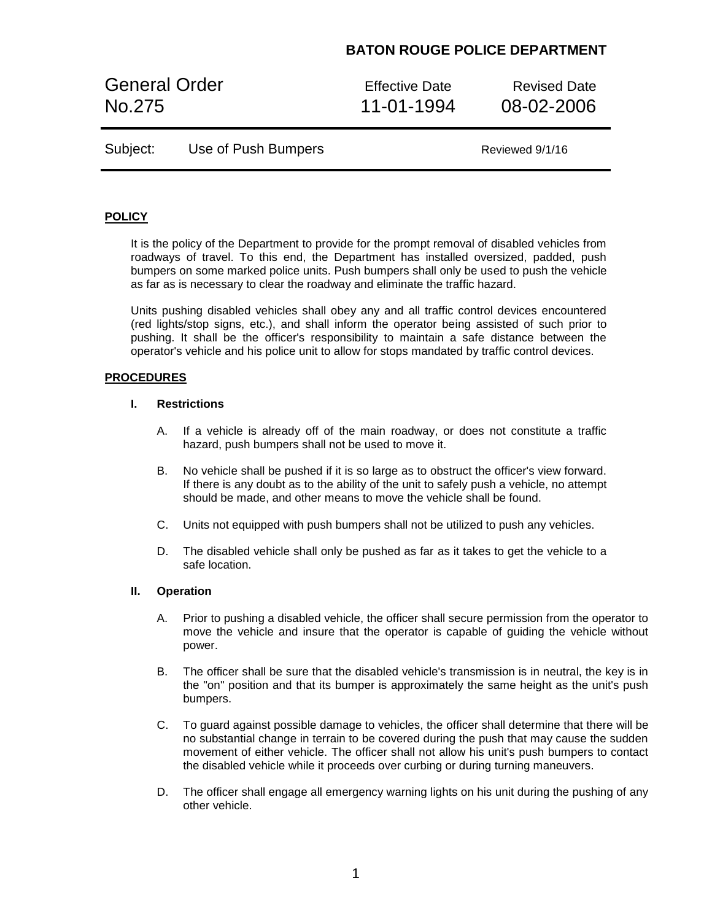# BATON ROUGE POLICE DEPARTMENT

| General Order No.275 | Effective Date 11-01-1994 | Revised Date 08-02-2006 |
| --- | --- | --- |
| Subject: Use of Push Bumpers | | Reviewed 9/1/16 |

## POLICY

It is the policy of the Department to provide for the prompt removal of disabled vehicles from roadways of travel. To this end, the Department has installed oversized, padded, push bumpers on some marked police units. Push bumpers shall only be used to push the vehicle as far as is necessary to clear the roadway and eliminate the traffic hazard.

Units pushing disabled vehicles shall obey any and all traffic control devices encountered (red lights/stop signs, etc.), and shall inform the operator being assisted of such prior to pushing. It shall be the officer's responsibility to maintain a safe distance between the operator's vehicle and his police unit to allow for stops mandated by traffic control devices.

## PROCEDURES

### I. Restrictions

A. If a vehicle is already off of the main roadway, or does not constitute a traffic hazard, push bumpers shall not be used to move it.

B. No vehicle shall be pushed if it is so large as to obstruct the officer's view forward. If there is any doubt as to the ability of the unit to safely push a vehicle, no attempt should be made, and other means to move the vehicle shall be found.

C. Units not equipped with push bumpers shall not be utilized to push any vehicles.

D. The disabled vehicle shall only be pushed as far as it takes to get the vehicle to a safe location.

### II. Operation

A. Prior to pushing a disabled vehicle, the officer shall secure permission from the operator to move the vehicle and insure that the operator is capable of guiding the vehicle without power.

B. The officer shall be sure that the disabled vehicle's transmission is in neutral, the key is in the "on" position and that its bumper is approximately the same height as the unit's push bumpers.

C. To guard against possible damage to vehicles, the officer shall determine that there will be no substantial change in terrain to be covered during the push that may cause the sudden movement of either vehicle. The officer shall not allow his unit's push bumpers to contact the disabled vehicle while it proceeds over curbing or during turning maneuvers.

D. The officer shall engage all emergency warning lights on his unit during the pushing of any other vehicle.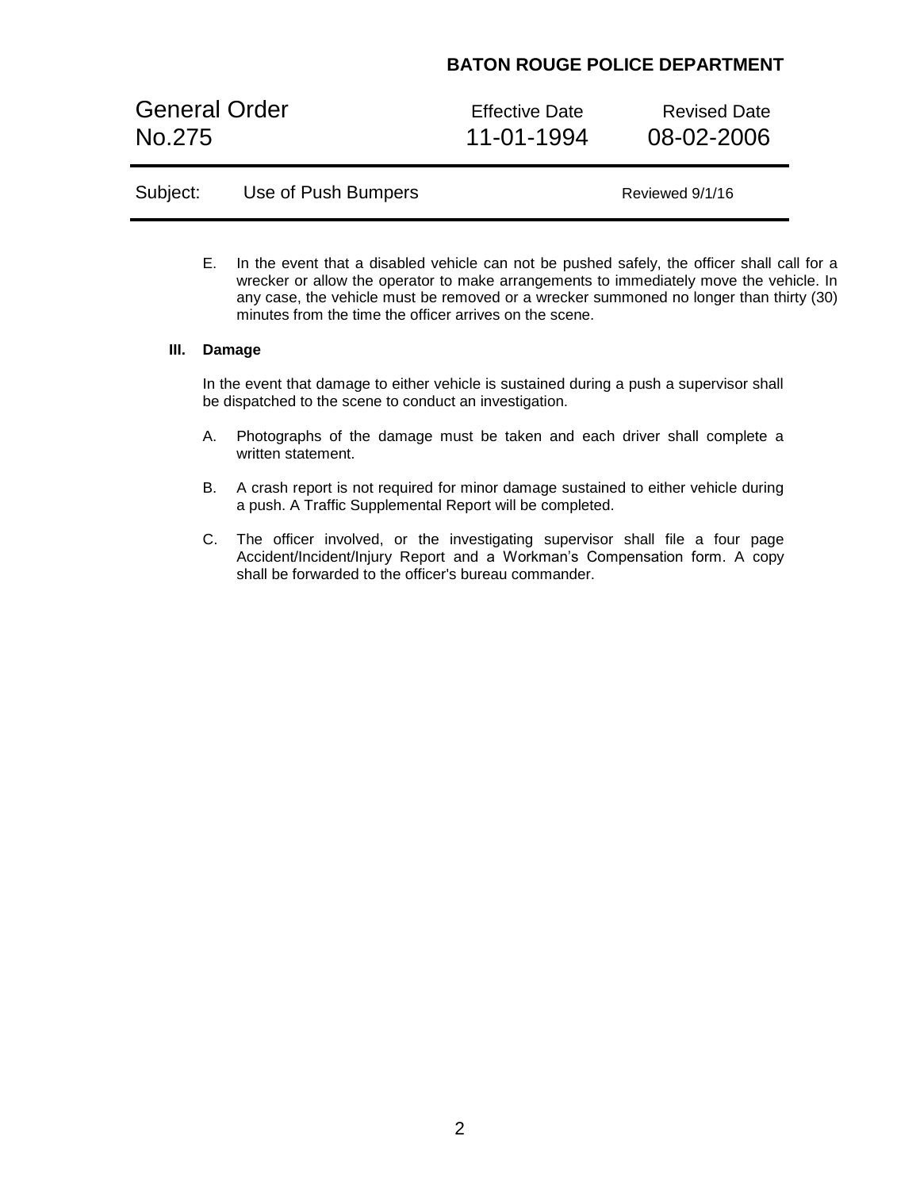E. In the event that a disabled vehicle can not be pushed safely, the officer shall call for a wrecker or allow the operator to make arrangements to immediately move the vehicle. In any case, the vehicle must be removed or a wrecker summoned no longer than thirty (30) minutes from the time the officer arrives on the scene.

## III. Damage

In the event that damage to either vehicle is sustained during a push a supervisor shall be dispatched to the scene to conduct an investigation.

A. Photographs of the damage must be taken and each driver shall complete a written statement.

B. A crash report is not required for minor damage sustained to either vehicle during a push. A Traffic Supplemental Report will be completed.

C. The officer involved, or the investigating supervisor shall file a four page Accident/Incident/Injury Report and a Workman's Compensation form. A copy shall be forwarded to the officer's bureau commander.